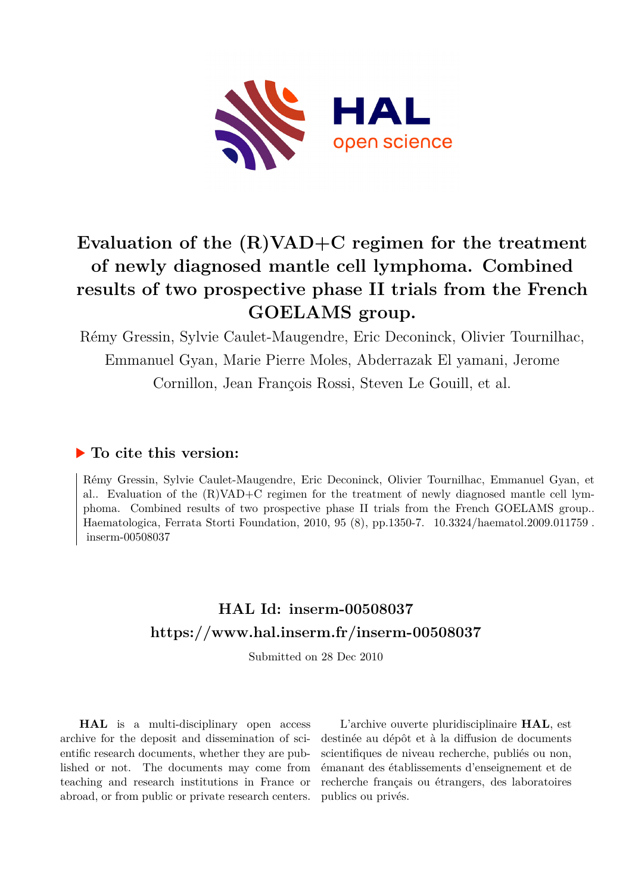# Evaluation of the (R)VAD+C regimen for the treatment of newly diagnosed mantle cell lymphoma. Combined results of two prospective phase II trials from the French GOELAMS group.

Rémy Gressin, Sylvie Caulet-Maugendre, Eric Deconinck, Olivier Tournilhac, Emmanuel Gyan, Marie Pierre Moles, Abderrazak El yamani, Jerome Cornillon, Jean François Rossi, Steven Le Gouill, et al.

## ▶ To cite this version:

Rémy Gressin, Sylvie Caulet-Maugendre, Eric Deconinck, Olivier Tournilhac, Emmanuel Gyan, et al.. Evaluation of the (R)VAD+C regimen for the treatment of newly diagnosed mantle cell lymphoma. Combined results of two prospective phase II trials from the French GOELAMS group.. Haematologica, Ferrata Storti Foundation, 2010, 95 (8), pp.1350-7. 10.3324/haematol.2009.011759 . inserm-00508037

## HAL Id: inserm-00508037
## https://www.hal.inserm.fr/inserm-00508037

Submitted on 28 Dec 2010

**HAL** is a multi-disciplinary open access archive for the deposit and dissemination of scientific research documents, whether they are published or not. The documents may come from teaching and research institutions in France or abroad, or from public or private research centers.

L'archive ouverte pluridisciplinaire **HAL**, est destinée au dépôt et à la diffusion de documents scientifiques de niveau recherche, publiés ou non, émanant des établissements d'enseignement et de recherche français ou étrangers, des laboratoires publics ou privés.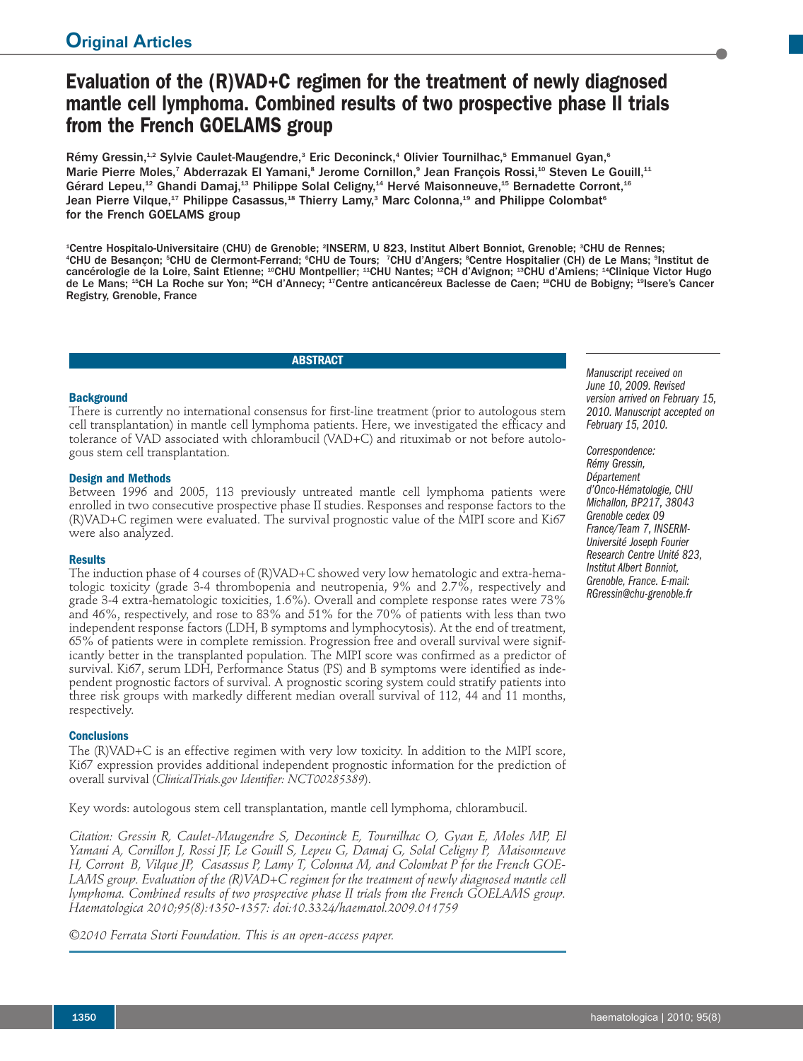Original Articles

# Evaluation of the (R)VAD+C regimen for the treatment of newly diagnosed mantle cell lymphoma. Combined results of two prospective phase II trials from the French GOELAMS group

Rémy Gressin,[1,2] Sylvie Caulet-Maugendre,[3] Eric Deconinck,[4] Olivier Tournilhac,[5] Emmanuel Gyan,[6] Marie Pierre Moles,[7] Abderrazak El Yamani,[8] Jerome Cornillon,[9] Jean François Rossi,[10] Steven Le Gouill,[11] Gérard Lepeu,[12] Ghandi Damaj,[13] Philippe Solal Celigny,[14] Hervé Maisonneuve,[15] Bernadette Corront,[16] Jean Pierre Vilque,[17] Philippe Casassus,[18] Thierry Lamy,[3] Marc Colonna,[19] and Philippe Colombat[6] for the French GOELAMS group

[1]Centre Hospitalo-Universitaire (CHU) de Grenoble; [2]INSERM, U 823, Institut Albert Bonniot, Grenoble; [3]CHU de Rennes; [4]CHU de Besançon; [5]CHU de Clermont-Ferrand; [6]CHU de Tours; [7]CHU d'Angers; [8]Centre Hospitalier (CH) de Le Mans; [9]Institut de cancérologie de la Loire, Saint Etienne; [10]CHU Montpellier; [11]CHU Nantes; [12]CH d'Avignon; [13]CHU d'Amiens; [14]Clinique Victor Hugo de Le Mans; [15]CH La Roche sur Yon; [16]CH d'Annecy; [17]Centre anticancéreux Baclesse de Caen; [18]CHU de Bobigny; [19]Isere's Cancer Registry, Grenoble, France

## ABSTRACT

### Background
There is currently no international consensus for first-line treatment (prior to autologous stem cell transplantation) in mantle cell lymphoma patients. Here, we investigated the efficacy and tolerance of VAD associated with chlorambucil (VAD+C) and rituximab or not before autologous stem cell transplantation.

### Design and Methods
Between 1996 and 2005, 113 previously untreated mantle cell lymphoma patients were enrolled in two consecutive prospective phase II studies. Responses and response factors to the (R)VAD+C regimen were evaluated. The survival prognostic value of the MIPI score and Ki67 were also analyzed.

### Results
The induction phase of 4 courses of (R)VAD+C showed very low hematologic and extra-hematologic toxicity (grade 3-4 thrombopenia and neutropenia, 9% and 2.7%, respectively and grade 3-4 extra-hematologic toxicities, 1.6%). Overall and complete response rates were 73% and 46%, respectively, and rose to 83% and 51% for the 70% of patients with less than two independent response factors (LDH, B symptoms and lymphocytosis). At the end of treatment, 65% of patients were in complete remission. Progression free and overall survival were significantly better in the transplanted population. The MIPI score was confirmed as a predictor of survival. Ki67, serum LDH, Performance Status (PS) and B symptoms were identified as independent prognostic factors of survival. A prognostic scoring system could stratify patients into three risk groups with markedly different median overall survival of 112, 44 and 11 months, respectively.

### Conclusions
The (R)VAD+C is an effective regimen with very low toxicity. In addition to the MIPI score, Ki67 expression provides additional independent prognostic information for the prediction of overall survival (*ClinicalTrials.gov Identifier: NCT00285389*).

Key words: autologous stem cell transplantation, mantle cell lymphoma, chlorambucil.

*Citation: Gressin R, Caulet-Maugendre S, Deconinck E, Tournilhac O, Gyan E, Moles MP, El Yamani A, Cornillon J, Rossi JF, Le Gouill S, Lepeu G, Damaj G, Solal Celigny P, Maisonneuve H, Corront B, Vilque JP, Casassus P, Lamy T, Colonna M, and Colombat P for the French GOELAMS group. Evaluation of the (R)VAD+C regimen for the treatment of newly diagnosed mantle cell lymphoma. Combined results of two prospective phase II trials from the French GOELAMS group. Haematologica 2010;95(8):1350-1357: doi:10.3324/haematol.2009.011759*

*©2010 Ferrata Storti Foundation. This is an open-access paper.*

*Manuscript received on June 10, 2009. Revised version arrived on February 15, 2010. Manuscript accepted on February 15, 2010.*

*Correspondence: Rémy Gressin, Département d'Onco-Hématologie, CHU Michallon, BP217, 38043 Grenoble cedex 09 France/Team 7, INSERM-Université Joseph Fourier Research Centre Unité 823, Institut Albert Bonniot, Grenoble, France. E-mail: RGressin@chu-grenoble.fr*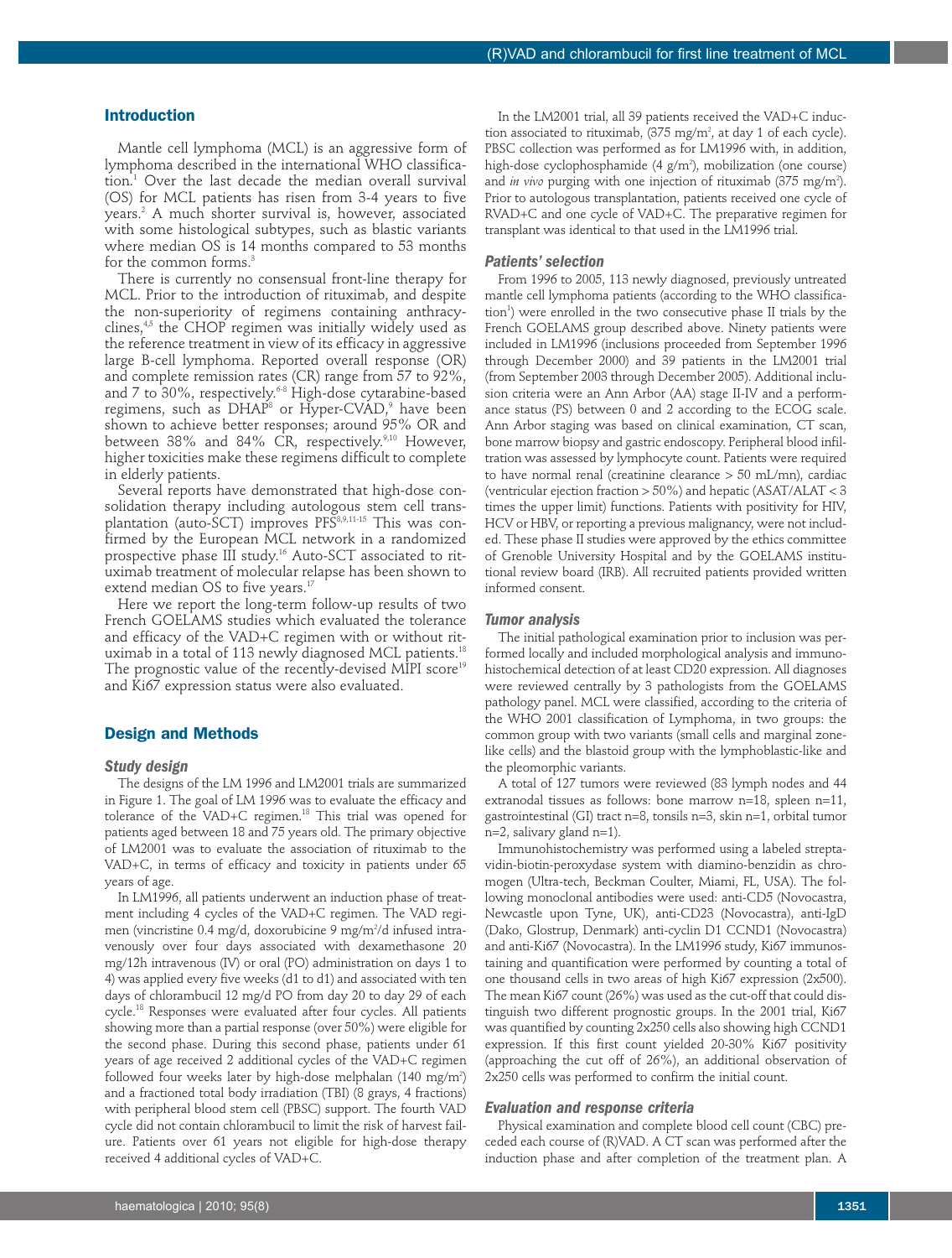## Introduction

Mantle cell lymphoma (MCL) is an aggressive form of lymphoma described in the international WHO classification.[1] Over the last decade the median overall survival (OS) for MCL patients has risen from 3-4 years to five years.[2] A much shorter survival is, however, associated with some histological subtypes, such as blastic variants where median OS is 14 months compared to 53 months for the common forms.[3]

There is currently no consensual front-line therapy for MCL. Prior to the introduction of rituximab, and despite the non-superiority of regimens containing anthracyclines,[4,5] the CHOP regimen was initially widely used as the reference treatment in view of its efficacy in aggressive large B-cell lymphoma. Reported overall response (OR) and complete remission rates (CR) range from 57 to 92%, and 7 to 30%, respectively.[6-8] High-dose cytarabine-based regimens, such as DHAP[8] or Hyper-CVAD,[9] have been shown to achieve better responses; around 95% OR and between 38% and 84% CR, respectively.[9,10] However, higher toxicities make these regimens difficult to complete in elderly patients.

Several reports have demonstrated that high-dose consolidation therapy including autologous stem cell transplantation (auto-SCT) improves PFS[8,9,11-15] This was confirmed by the European MCL network in a randomized prospective phase III study.[16] Auto-SCT associated to rituximab treatment of molecular relapse has been shown to extend median OS to five years.[17]

Here we report the long-term follow-up results of two French GOELAMS studies which evaluated the tolerance and efficacy of the VAD+C regimen with or without rituximab in a total of 113 newly diagnosed MCL patients.[18] The prognostic value of the recently-devised MIPI score[19] and Ki67 expression status were also evaluated.

## Design and Methods

### Study design

The designs of the LM 1996 and LM2001 trials are summarized in Figure 1. The goal of LM 1996 was to evaluate the efficacy and tolerance of the VAD+C regimen.[18] This trial was opened for patients aged between 18 and 75 years old. The primary objective of LM2001 was to evaluate the association of rituximab to the VAD+C, in terms of efficacy and toxicity in patients under 65 years of age.

In LM1996, all patients underwent an induction phase of treatment including 4 cycles of the VAD+C regimen. The VAD regimen (vincristine 0.4 mg/d, doxorubicine 9 mg/m$^2$/d infused intravenously over four days associated with dexamethasone 20 mg/12h intravenous (IV) or oral (PO) administration on days 1 to 4) was applied every five weeks (d1 to d1) and associated with ten days of chlorambucil 12 mg/d PO from day 20 to day 29 of each cycle.[18] Responses were evaluated after four cycles. All patients showing more than a partial response (over 50%) were eligible for the second phase. During this second phase, patients under 61 years of age received 2 additional cycles of the VAD+C regimen followed four weeks later by high-dose melphalan (140 mg/m$^2$) and a fractioned total body irradiation (TBI) (8 grays, 4 fractions) with peripheral blood stem cell (PBSC) support. The fourth VAD cycle did not contain chlorambucil to limit the risk of harvest failure. Patients over 61 years not eligible for high-dose therapy received 4 additional cycles of VAD+C.

In the LM2001 trial, all 39 patients received the VAD+C induction associated to rituximab, (375 mg/m$^2$, at day 1 of each cycle). PBSC collection was performed as for LM1996 with, in addition, high-dose cyclophosphamide (4 g/m$^2$), mobilization (one course) and *in vivo* purging with one injection of rituximab (375 mg/m$^2$). Prior to autologous transplantation, patients received one cycle of RVAD+C and one cycle of VAD+C. The preparative regimen for transplant was identical to that used in the LM1996 trial.

### Patients' selection

From 1996 to 2005, 113 newly diagnosed, previously untreated mantle cell lymphoma patients (according to the WHO classification[1]) were enrolled in the two consecutive phase II trials by the French GOELAMS group described above. Ninety patients were included in LM1996 (inclusions proceeded from September 1996 through December 2000) and 39 patients in the LM2001 trial (from September 2003 through December 2005). Additional inclusion criteria were an Ann Arbor (AA) stage II-IV and a performance status (PS) between 0 and 2 according to the ECOG scale. Ann Arbor staging was based on clinical examination, CT scan, bone marrow biopsy and gastric endoscopy. Peripheral blood infiltration was assessed by lymphocyte count. Patients were required to have normal renal (creatinine clearance > 50 mL/mn), cardiac (ventricular ejection fraction > 50%) and hepatic (ASAT/ALAT < 3 times the upper limit) functions. Patients with positivity for HIV, HCV or HBV, or reporting a previous malignancy, were not included. These phase II studies were approved by the ethics committee of Grenoble University Hospital and by the GOELAMS institutional review board (IRB). All recruited patients provided written informed consent.

### Tumor analysis

The initial pathological examination prior to inclusion was performed locally and included morphological analysis and immunohistochemical detection of at least CD20 expression. All diagnoses were reviewed centrally by 3 pathologists from the GOELAMS pathology panel. MCL were classified, according to the criteria of the WHO 2001 classification of Lymphoma, in two groups: the common group with two variants (small cells and marginal zone-like cells) and the blastoid group with the lymphoblastic-like and the pleomorphic variants.

A total of 127 tumors were reviewed (83 lymph nodes and 44 extranodal tissues as follows: bone marrow n=18, spleen n=11, gastrointestinal (GI) tract n=8, tonsils n=3, skin n=1, orbital tumor n=2, salivary gland n=1).

Immunohistochemistry was performed using a labeled streptavidin-biotin-peroxydase system with diamino-benzidin as chromogen (Ultra-tech, Beckman Coulter, Miami, FL, USA). The following monoclonal antibodies were used: anti-CD5 (Novocastra, Newcastle upon Tyne, UK), anti-CD23 (Novocastra), anti-IgD (Dako, Glostrup, Denmark) anti-cyclin D1 CCND1 (Novocastra) and anti-Ki67 (Novocastra). In the LM1996 study, Ki67 immunostaining and quantification were performed by counting a total of one thousand cells in two areas of high Ki67 expression (2x500). The mean Ki67 count (26%) was used as the cut-off that could distinguish two different prognostic groups. In the 2001 trial, Ki67 was quantified by counting 2x250 cells also showing high CCND1 expression. If this first count yielded 20-30% Ki67 positivity (approaching the cut off of 26%), an additional observation of 2x250 cells was performed to confirm the initial count.

### Evaluation and response criteria

Physical examination and complete blood cell count (CBC) preceded each course of (R)VAD. A CT scan was performed after the induction phase and after completion of the treatment plan. A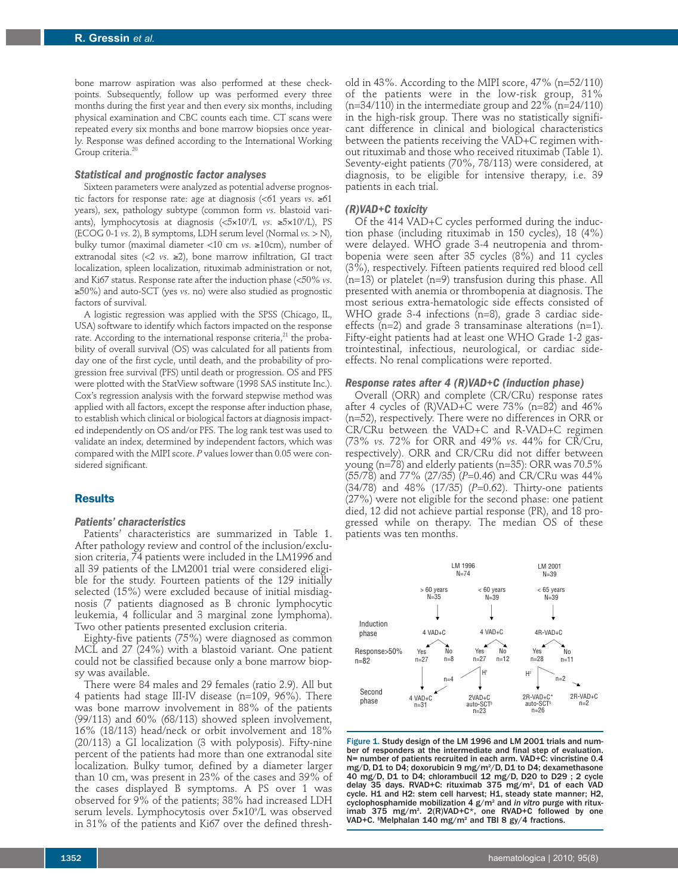bone marrow aspiration was also performed at these checkpoints. Subsequently, follow up was performed every three months during the first year and then every six months, including physical examination and CBC counts each time. CT scans were repeated every six months and bone marrow biopsies once yearly. Response was defined according to the International Working Group criteria.[20]

### Statistical and prognostic factor analyses

Sixteen parameters were analyzed as potential adverse prognostic factors for response rate: age at diagnosis (<61 years *vs.* ≥61 years), sex, pathology subtype (common form *vs.* blastoid variants), lymphocytosis at diagnosis ($<5\times10^9$/L *vs.* $\geq5\times10^9$/L), PS (ECOG 0-1 *vs.* 2), B symptoms, LDH serum level (Normal *vs.* > N), bulky tumor (maximal diameter <10 cm *vs.* ≥10cm), number of extranodal sites (<2 *vs.* ≥2), bone marrow infiltration, GI tract localization, spleen localization, rituximab administration or not, and Ki67 status. Response rate after the induction phase (<50% *vs.* ≥50%) and auto-SCT (yes *vs.* no) were also studied as prognostic factors of survival.

A logistic regression was applied with the SPSS (Chicago, IL, USA) software to identify which factors impacted on the response rate. According to the international response criteria,[21] the probability of overall survival (OS) was calculated for all patients from day one of the first cycle, until death, and the probability of progression free survival (PFS) until death or progression. OS and PFS were plotted with the StatView software (1998 SAS institute Inc.). Cox's regression analysis with the forward stepwise method was applied with all factors, except the response after induction phase, to establish which clinical or biological factors at diagnosis impacted independently on OS and/or PFS. The log rank test was used to validate an index, determined by independent factors, which was compared with the MIPI score. *P* values lower than 0.05 were considered significant.

## Results

### Patients' characteristics

Patients' characteristics are summarized in Table 1. After pathology review and control of the inclusion/exclusion criteria, 74 patients were included in the LM1996 and all 39 patients of the LM2001 trial were considered eligible for the study. Fourteen patients of the 129 initially selected (15%) were excluded because of initial misdiagnosis (7 patients diagnosed as B chronic lymphocytic leukemia, 4 follicular and 3 marginal zone lymphoma). Two other patients presented exclusion criteria.

Eighty-five patients (75%) were diagnosed as common MCL and 27 (24%) with a blastoid variant. One patient could not be classified because only a bone marrow biopsy was available.

There were 84 males and 29 females (ratio 2.9). All but 4 patients had stage III-IV disease (n=109, 96%). There was bone marrow involvement in 88% of the patients (99/113) and 60% (68/113) showed spleen involvement, 16% (18/113) head/neck or orbit involvement and 18% (20/113) a GI localization (3 with polyposis). Fifty-nine percent of the patients had more than one extranodal site localization. Bulky tumor, defined by a diameter larger than 10 cm, was present in 23% of the cases and 39% of the cases displayed B symptoms. A PS over 1 was observed for 9% of the patients; 38% had increased LDH serum levels. Lymphocytosis over $5\times10^9$/L was observed in 31% of the patients and Ki67 over the defined threshold in 43%. According to the MIPI score, 47% (n=52/110) of the patients were in the low-risk group, 31% (n=34/110) in the intermediate group and 22% (n=24/110) in the high-risk group. There was no statistically significant difference in clinical and biological characteristics between the patients receiving the VAD+C regimen without rituximab and those who received rituximab (Table 1). Seventy-eight patients (70%, 78/113) were considered, at diagnosis, to be eligible for intensive therapy, i.e. 39 patients in each trial.

### (R)VAD+C toxicity

Of the 414 VAD+C cycles performed during the induction phase (including rituximab in 150 cycles), 18 (4%) were delayed. WHO grade 3-4 neutropenia and thrombopenia were seen after 35 cycles (8%) and 11 cycles (3%), respectively. Fifteen patients required red blood cell (n=13) or platelet (n=9) transfusion during this phase. All presented with anemia or thrombopenia at diagnosis. The most serious extra-hematologic side effects consisted of WHO grade 3-4 infections (n=8), grade 3 cardiac side-effects (n=2) and grade 3 transaminase alterations (n=1). Fifty-eight patients had at least one WHO Grade 1-2 gastrointestinal, infectious, neurological, or cardiac side-effects. No renal complications were reported.

### Response rates after 4 (R)VAD+C (induction phase)

Overall (ORR) and complete (CR/CRu) response rates after 4 cycles of (R)VAD+C were 73% (n=82) and 46% (n=52), respectively. There were no differences in ORR or CR/CRu between the VAD+C and R-VAD+C regimen (73% *vs.* 72% for ORR and 49% *vs.* 44% for CR/Cru, respectively). ORR and CR/CRu did not differ between young (n=78) and elderly patients (n=35): ORR was 70.5% (55/78) and 77% (27/35) (*P*=0.46) and CR/CRu was 44% (34/78) and 48% (17/35) (*P*=0.62). Thirty-one patients (27%) were not eligible for the second phase: one patient died, 12 did not achieve partial response (PR), and 18 progressed while on therapy. The median OS of these patients was ten months.

| | LM 1996 N=74 | | LM 2001 N=39 |
|---|---|---|---|
| | > 60 years N=35 | < 60 years N=39 | < 65 years N=39 |
| Induction phase | 4 VAD+C | 4 VAD+C | 4R-VAD+C |
| Response>50% n=82 | Yes n=27 / No n=8 | Yes n=27 / No n=12 | Yes n=28 / No n=11 |
| Second phase | 4 VAD+C n=31 (incl. n=4 from < 60 years) | H1 → 2VAD+C auto-SCT§ n=23 | H2 → 2R-VAD+C* auto-SCT§ n=26; 2R-VAD+C n=2 |

Figure 1. Study design of the LM 1996 and LM 2001 trials and number of responders at the intermediate and final step of evaluation. N= number of patients recruited in each arm. VAD+C: vincristine 0.4 mg/D, D1 to D4; doxorubicin 9 mg/m²/D, D1 to D4; dexamethasone 40 mg/D, D1 to D4; chlorambucil 12 mg/D, D20 to D29 ; 2 cycle delay 35 days. RVAD+C: rituximab 375 mg/m², D1 of each VAD cycle. H1 and H2: stem cell harvest; H1, steady state manner; H2, cyclophosphamide mobilization 4 g/m² and *in vitro* purge with rituximab 375 mg/m². 2(R)VAD+C*, one RVAD+C followed by one VAD+C. §Melphalan 140 mg/m² and TBI 8 gy/4 fractions.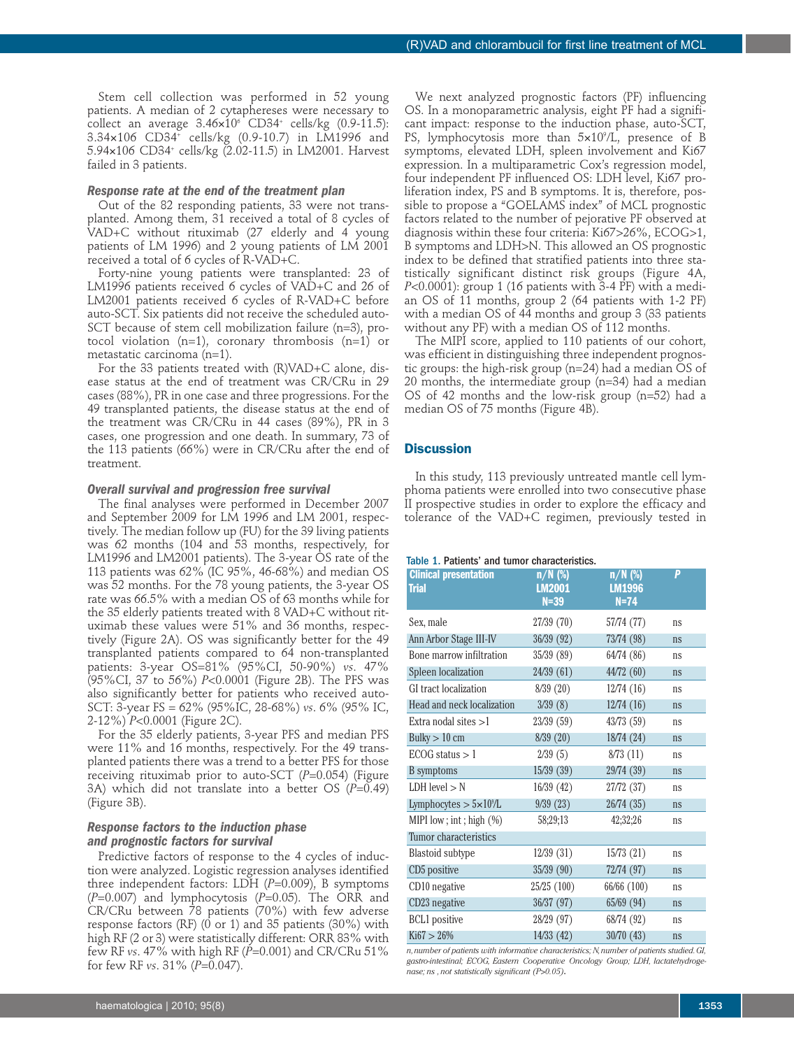Stem cell collection was performed in 52 young patients. A median of 2 cytaphereses were necessary to collect an average $3.46 \times 10^6$ CD34+ cells/kg (0.9-11.5): 3.34×106 CD34+ cells/kg (0.9-10.7) in LM1996 and 5.94×106 CD34+ cells/kg (2.02-11.5) in LM2001. Harvest failed in 3 patients.

### *Response rate at the end of the treatment plan*

Out of the 82 responding patients, 33 were not transplanted. Among them, 31 received a total of 8 cycles of VAD+C without rituximab (27 elderly and 4 young patients of LM 1996) and 2 young patients of LM 2001 received a total of 6 cycles of R-VAD+C.

Forty-nine young patients were transplanted: 23 of LM1996 patients received 6 cycles of VAD+C and 26 of LM2001 patients received 6 cycles of R-VAD+C before auto-SCT. Six patients did not receive the scheduled auto-SCT because of stem cell mobilization failure (n=3), protocol violation (n=1), coronary thrombosis (n=1) or metastatic carcinoma (n=1).

For the 33 patients treated with (R)VAD+C alone, disease status at the end of treatment was CR/CRu in 29 cases (88%), PR in one case and three progressions. For the 49 transplanted patients, the disease status at the end of the treatment was CR/CRu in 44 cases (89%), PR in 3 cases, one progression and one death. In summary, 73 of the 113 patients (66%) were in CR/CRu after the end of treatment.

### *Overall survival and progression free survival*

The final analyses were performed in December 2007 and September 2009 for LM 1996 and LM 2001, respectively. The median follow up (FU) for the 39 living patients was 62 months (104 and 53 months, respectively, for LM1996 and LM2001 patients). The 3-year OS rate of the 113 patients was 62% (IC 95%, 46-68%) and median OS was 52 months. For the 78 young patients, the 3-year OS rate was 66.5% with a median OS of 63 months while for the 35 elderly patients treated with 8 VAD+C without rituximab these values were 51% and 36 months, respectively (Figure 2A). OS was significantly better for the 49 transplanted patients compared to 64 non-transplanted patients: 3-year OS=81% (95%CI, 50-90%) *vs*. 47% (95%CI, 37 to 56%) $P<0.0001$ (Figure 2B). The PFS was also significantly better for patients who received auto-SCT: 3-year FS = 62% (95%IC, 28-68%) *vs*. 6% (95% IC, 2-12%) $P<0.0001$ (Figure 2C).

For the 35 elderly patients, 3-year PFS and median PFS were 11% and 16 months, respectively. For the 49 transplanted patients there was a trend to a better PFS for those receiving rituximab prior to auto-SCT ($P=0.054$) (Figure 3A) which did not translate into a better OS ($P=0.49$) (Figure 3B).

### *Response factors to the induction phase and prognostic factors for survival*

Predictive factors of response to the 4 cycles of induction were analyzed. Logistic regression analyses identified three independent factors: LDH ($P=0.009$), B symptoms ($P=0.007$) and lymphocytosis ($P=0.05$). The ORR and CR/CRu between 78 patients (70%) with few adverse response factors (RF) (0 or 1) and 35 patients (30%) with high RF (2 or 3) were statistically different: ORR 83% with few RF *vs*. 47% with high RF ($P=0.001$) and CR/CRu 51% for few RF *vs*. 31% ($P=0.047$).

We next analyzed prognostic factors (PF) influencing OS. In a monoparametric analysis, eight PF had a significant impact: response to the induction phase, auto-SCT, PS, lymphocytosis more than $5 \times 10^9$/L, presence of B symptoms, elevated LDH, spleen involvement and Ki67 expression. In a multiparametric Cox's regression model, four independent PF influenced OS: LDH level, Ki67 proliferation index, PS and B symptoms. It is, therefore, possible to propose a "GOELAMS index" of MCL prognostic factors related to the number of pejorative PF observed at diagnosis within these four criteria: Ki67>26%, ECOG>1, B symptoms and LDH>N. This allowed an OS prognostic index to be defined that stratified patients into three statistically significant distinct risk groups (Figure 4A, $P<0.0001$): group 1 (16 patients with 3-4 PF) with a median OS of 11 months, group 2 (64 patients with 1-2 PF) with a median OS of 44 months and group 3 (33 patients without any PF) with a median OS of 112 months.

The MIPI score, applied to 110 patients of our cohort, was efficient in distinguishing three independent prognostic groups: the high-risk group (n=24) had a median OS of 20 months, the intermediate group (n=34) had a median OS of 42 months and the low-risk group (n=52) had a median OS of 75 months (Figure 4B).

## Discussion

In this study, 113 previously untreated mantle cell lymphoma patients were enrolled into two consecutive phase II prospective studies in order to explore the efficacy and tolerance of the VAD+C regimen, previously tested in

Table 1. Patients' and tumor characteristics.

| Clinical presentation Trial | n/N (%) LM2001 N=39 | n/N (%) LM1996 N=74 | P |
|---|---|---|---|
| Sex, male | 27/39 (70) | 57/74 (77) | ns |
| Ann Arbor Stage III-IV | 36/39 (92) | 73/74 (98) | ns |
| Bone marrow infiltration | 35/39 (89) | 64/74 (86) | ns |
| Spleen localization | 24/39 (61) | 44/72 (60) | ns |
| GI tract localization | 8/39 (20) | 12/74 (16) | ns |
| Head and neck localization | 3/39 (8) | 12/74 (16) | ns |
| Extra nodal sites >1 | 23/39 (59) | 43/73 (59) | ns |
| Bulky > 10 cm | 8/39 (20) | 18/74 (24) | ns |
| ECOG status > 1 | 2/39 (5) | 8/73 (11) | ns |
| B symptoms | 15/39 (39) | 29/74 (39) | ns |
| LDH level > N | 16/39 (42) | 27/72 (37) | ns |
| Lymphocytes > $5 \times 10^9$/L | 9/39 (23) | 26/74 (35) | ns |
| MIPI low ; int ; high (%) | 58;29;13 | 42;32;26 | ns |
| Tumor characteristics | | | |
| Blastoid subtype | 12/39 (31) | 15/73 (21) | ns |
| CD5 positive | 35/39 (90) | 72/74 (97) | ns |
| CD10 negative | 25/25 (100) | 66/66 (100) | ns |
| CD23 negative | 36/37 (97) | 65/69 (94) | ns |
| BCL1 positive | 28/29 (97) | 68/74 (92) | ns |
| Ki67 > 26% | 14/33 (42) | 30/70 (43) | ns |

*n, number of patients with informative characteristics; N, number of patients studied. GI, gastro-intestinal; ECOG, Eastern Cooperative Oncology Group; LDH, lactatehydrogenase; ns , not statistically significant (P>0.05).*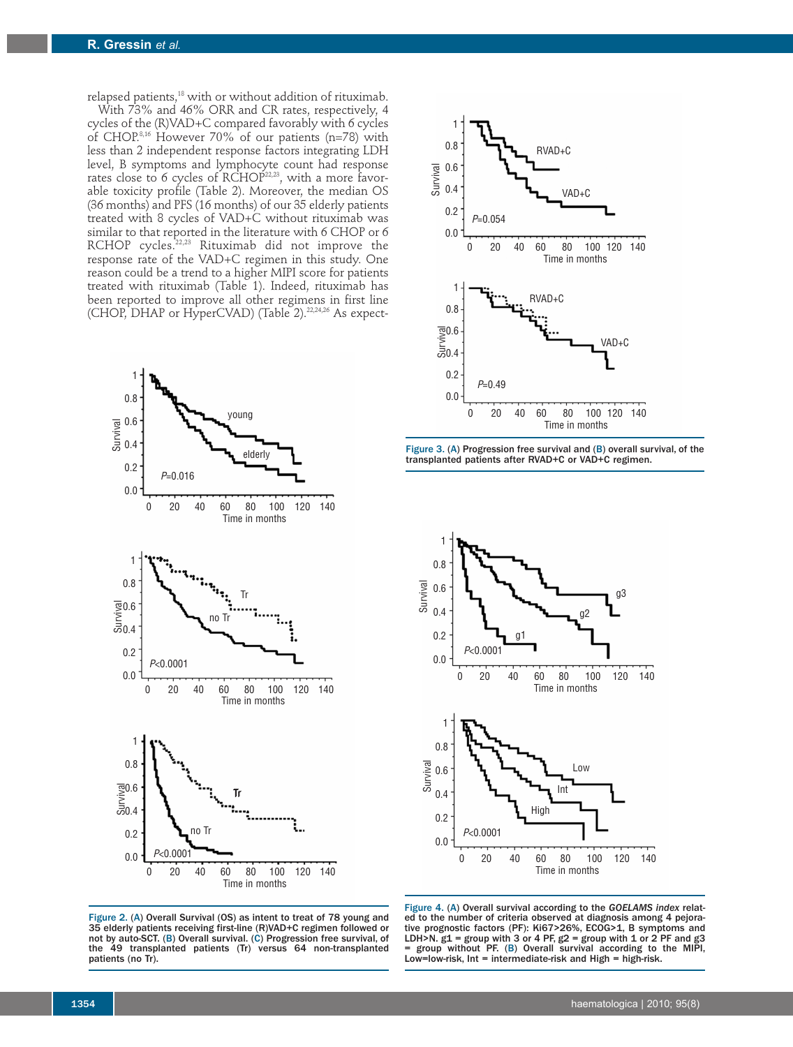relapsed patients,[18] with or without addition of rituximab.

With 73% and 46% ORR and CR rates, respectively, 4 cycles of the (R)VAD+C compared favorably with 6 cycles of CHOP.[8,16] However 70% of our patients (n=78) with less than 2 independent response factors integrating LDH level, B symptoms and lymphocyte count had response rates close to 6 cycles of RCHOP[22,23], with a more favorable toxicity profile (Table 2). Moreover, the median OS (36 months) and PFS (16 months) of our 35 elderly patients treated with 8 cycles of VAD+C without rituximab was similar to that reported in the literature with 6 CHOP or 6 RCHOP cycles.[22,23] Rituximab did not improve the response rate of the VAD+C regimen in this study. One reason could be a trend to a higher MIPI score for patients treated with rituximab (Table 1). Indeed, rituximab has been reported to improve all other regimens in first line (CHOP, DHAP or HyperCVAD) (Table 2).[22,24,26] As expect-

Figure 2. (A) Overall Survival (OS) as intent to treat of 78 young and 35 elderly patients receiving first-line (R)VAD+C regimen followed or not by auto-SCT. (B) Overall survival. (C) Progression free survival, of the 49 transplanted patients (Tr) versus 64 non-transplanted patients (no Tr).

Figure 3. (A) Progression free survival and (B) overall survival, of the transplanted patients after RVAD+C or VAD+C regimen.

Figure 4. (A) Overall survival according to the *GOELAMS index* related to the number of criteria observed at diagnosis among 4 pejorative prognostic factors (PF): Ki67>26%, ECOG>1, B symptoms and LDH>N. g1 = group with 3 or 4 PF, g2 = group with 1 or 2 PF and g3 = group without PF. (B) Overall survival according to the MIPI, Low=low-risk, Int = intermediate-risk and High = high-risk.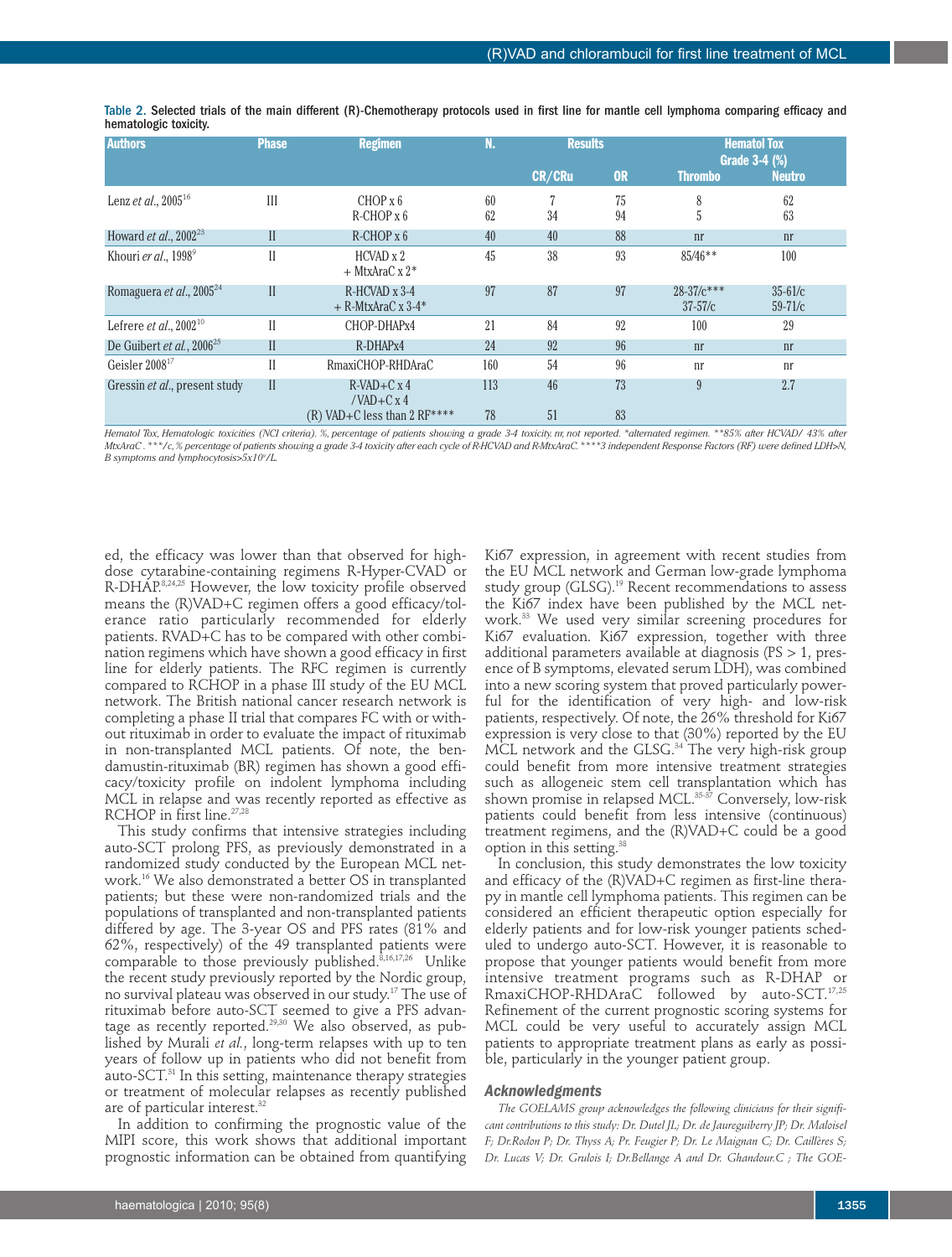Table 2. Selected trials of the main different (R)-Chemotherapy protocols used in first line for mantle cell lymphoma comparing efficacy and hematologic toxicity.

| Authors | Phase | Regimen | N. | Results | | Hemat Tox Grade 3-4 (%) | |
|---|---|---|---|---|---|---|---|
| | | | | CR/CRu | OR | Thrombo | Neutro |
| Lenz *et al.*, 2005[16] | III | CHOP x 6<br>R-CHOP x 6 | 60<br>62 | 7<br>34 | 75<br>94 | 8<br>5 | 62<br>63 |
| Howard *et al.*, 2002[23] | II | R-CHOP x 6 | 40 | 40 | 88 | nr | nr |
| Khouri *et al.*, 1998[9] | II | HCVAD x 2<br>+ MtxAraC x 2* | 45 | 38 | 93 | 85/46** | 100 |
| Romaguera *et al.*, 2005[24] | II | R-HCVAD x 3-4<br>+ R-MtxAraC x 3-4* | 97 | 87 | 97 | 28-37/c***<br>37-57/c | 35-61/c<br>59-71/c |
| Lefrere *et al.*, 2002[10] | II | CHOP-DHAPx4 | 21 | 84 | 92 | 100 | 29 |
| De Guibert *et al.*, 2006[25] | II | R-DHAPx4 | 24 | 92 | 96 | nr | nr |
| Geisler 2008[17] | II | RmaxiCHOP-RHDAraC | 160 | 54 | 96 | nr | nr |
| Gressin *et al.*, present study | II | R-VAD+C x 4<br>/VAD+C x 4<br>(R) VAD+C less than 2 RF**** | 113<br><br>78 | 46<br><br>51 | 73<br><br>83 | 9 | 2.7 |

*Hematol Tox, Hematologic toxicities (NCI criteria). %, percentage of patients showing a grade 3-4 toxicity. nr, not reported. \*alternated regimen. \*\*85% after HCVAD/ 43% after MtxAraC . \*\*\*/c, % percentage of patients showing a grade 3-4 toxicity after each cycle of R-HCVAD and R-MtxAraC. \*\*\*\*3 independent Response Factors (RF) were defined LDH>N, B symptoms and lymphocytosis>5x10⁹/L.*

ed, the efficacy was lower than that observed for high-dose cytarabine-containing regimens R-Hyper-CVAD or R-DHAP.[8,24,25] However, the low toxicity profile observed means the (R)VAD+C regimen offers a good efficacy/tolerance ratio particularly recommended for elderly patients. RVAD+C has to be compared with other combination regimens which have shown a good efficacy in first line for elderly patients. The RFC regimen is currently compared to RCHOP in a phase III study of the EU MCL network. The British national cancer research network is completing a phase II trial that compares FC with or without rituximab in order to evaluate the impact of rituximab in non-transplanted MCL patients. Of note, the bendamustin-rituximab (BR) regimen has shown a good efficacy/toxicity profile on indolent lymphoma including MCL in relapse and was recently reported as effective as RCHOP in first line.[27,28]

This study confirms that intensive strategies including auto-SCT prolong PFS, as previously demonstrated in a randomized study conducted by the European MCL network.[16] We also demonstrated a better OS in transplanted patients; but these were non-randomized trials and the populations of transplanted and non-transplanted patients differed by age. The 3-year OS and PFS rates (81% and 62%, respectively) of the 49 transplanted patients were comparable to those previously published.[8,16,17,26] Unlike the recent study previously reported by the Nordic group, no survival plateau was observed in our study.[17] The use of rituximab before auto-SCT seemed to give a PFS advantage as recently reported.[29,30] We also observed, as published by Murali *et al.*, long-term relapses with up to ten years of follow up in patients who did not benefit from auto-SCT.[31] In this setting, maintenance therapy strategies or treatment of molecular relapses as recently published are of particular interest.[32]

In addition to confirming the prognostic value of the MIPI score, this work shows that additional important prognostic information can be obtained from quantifying Ki67 expression, in agreement with recent studies from the EU MCL network and German low-grade lymphoma study group (GLSG).[19] Recent recommendations to assess the Ki67 index have been published by the MCL network.[33] We used very similar screening procedures for Ki67 evaluation. Ki67 expression, together with three additional parameters available at diagnosis (PS > 1, presence of B symptoms, elevated serum LDH), was combined into a new scoring system that proved particularly powerful for the identification of very high- and low-risk patients, respectively. Of note, the 26% threshold for Ki67 expression is very close to that (30%) reported by the EU MCL network and the GLSG.[34] The very high-risk group could benefit from more intensive treatment strategies such as allogeneic stem cell transplantation which has shown promise in relapsed MCL.[35-37] Conversely, low-risk patients could benefit from less intensive (continuous) treatment regimens, and the (R)VAD+C could be a good option in this setting.[38]

In conclusion, this study demonstrates the low toxicity and efficacy of the (R)VAD+C regimen as first-line therapy in mantle cell lymphoma patients. This regimen can be considered an efficient therapeutic option especially for elderly patients and for low-risk younger patients scheduled to undergo auto-SCT. However, it is reasonable to propose that younger patients would benefit from more intensive treatment programs such as R-DHAP or RmaxiCHOP-RHDAraC followed by auto-SCT.[17,25] Refinement of the current prognostic scoring systems for MCL could be very useful to accurately assign MCL patients to appropriate treatment plans as early as possible, particularly in the younger patient group.

### Acknowledgments

*The GOELAMS group acknowledges the following clinicians for their significant contributions to this study: Dr. Dutel JL; Dr. de Jaureguiberry JP; Dr. Maloisel F; Dr.Rodon P; Dr. Thyss A; Pr. Feugier P; Dr. Le Maignan C; Dr. Caillères S; Dr. Lucas V; Dr. Grulois I; Dr.Bellange A and Dr. Ghandour.C ; The GOE-*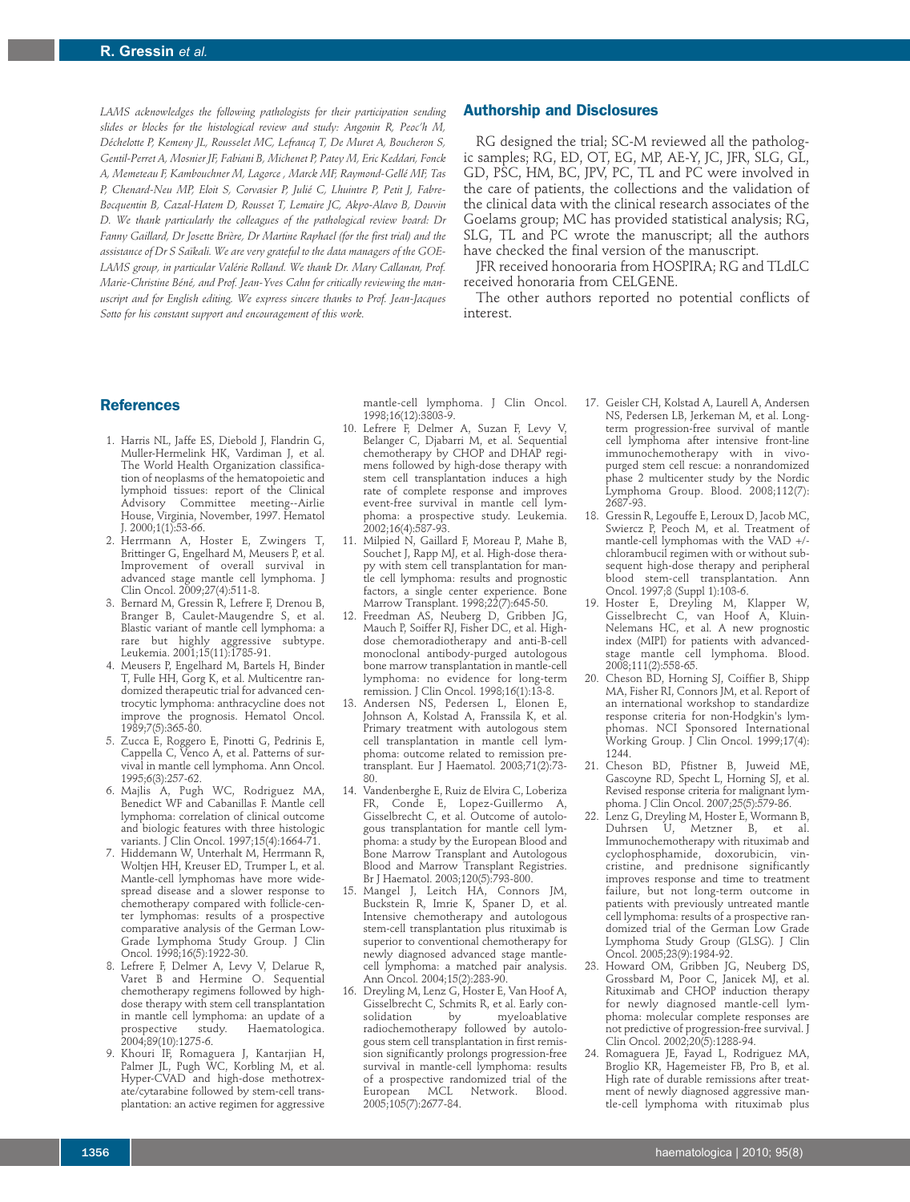*LAMS acknowledges the following pathologists for their participation sending slides or blocks for the histological review and study: Angonin R, Peoc'h M, Déchelotte P, Kemeny JL, Rousselet MC, Lefrancq T, De Muret A, Boucheron S, Gentil-Perret A, Mosnier JF, Fabiani B, Michenet P, Patey M, Eric Keddari, Fonck A, Memeteau F, Kambouchner M, Lagorce , Marck MF, Raymond-Gellé MF, Tas P, Chenard-Neu MP, Eloit S, Corvasier P, Julié C, Lhuintre P, Petit J, Fabre-Bocquentin B, Cazal-Hatem D, Rousset T, Lemaire JC, Akpo-Alavo B, Douvin D. We thank particularly the colleagues of the pathological review board: Dr Fanny Gaillard, Dr Josette Brière, Dr Martine Raphael (for the first trial) and the assistance of Dr S Saïkali. We are very grateful to the data managers of the GOE-LAMS group, in particular Valérie Rolland. We thank Dr. Mary Callanan, Prof. Marie-Christine Béné, and Prof. Jean-Yves Cahn for critically reviewing the manuscript and for English editing. We express sincere thanks to Prof. Jean-Jacques Sotto for his constant support and encouragement of this work.*

## Authorship and Disclosures

RG designed the trial; SC-M reviewed all the pathologic samples; RG, ED, OT, EG, MP, AE-Y, JC, JFR, SLG, GL, GD, PSC, HM, BC, JPV, PC, TL and PC were involved in the care of patients, the collections and the validation of the clinical data with the clinical research associates of the Goelams group; MC has provided statistical analysis; RG, SLG, TL and PC wrote the manuscript; all the authors have checked the final version of the manuscript.

JFR received honooraria from HOSPIRA; RG and TLdLC received honoraria from CELGENE.

The other authors reported no potential conflicts of interest.

## References

1. Harris NL, Jaffe ES, Diebold J, Flandrin G, Muller-Hermelink HK, Vardiman J, et al. The World Health Organization classification of neoplasms of the hematopoietic and lymphoid tissues: report of the Clinical Advisory Committee meeting--Airlie House, Virginia, November, 1997. Hematol J. 2000;1(1):53-66.
2. Herrmann A, Hoster E, Zwingers T, Brittinger G, Engelhard M, Meusers P, et al. Improvement of overall survival in advanced stage mantle cell lymphoma. J Clin Oncol. 2009;27(4):511-8.
3. Bernard M, Gressin R, Lefrere F, Drenou B, Branger B, Caulet-Maugendre S, et al. Blastic variant of mantle cell lymphoma: a rare but highly aggressive subtype. Leukemia. 2001;15(11):1785-91.
4. Meusers P, Engelhard M, Bartels H, Binder T, Fulle HH, Gorg K, et al. Multicentre randomized therapeutic trial for advanced centrocytic lymphoma: anthracycline does not improve the prognosis. Hematol Oncol. 1989;7(5):365-80.
5. Zucca E, Roggero E, Pinotti G, Pedrinis E, Cappella C, Venco A, et al. Patterns of survival in mantle cell lymphoma. Ann Oncol. 1995;6(3):257-62.
6. Majlis A, Pugh WC, Rodriguez MA, Benedict WF and Cabanillas F. Mantle cell lymphoma: correlation of clinical outcome and biologic features with three histologic variants. J Clin Oncol. 1997;15(4):1664-71.
7. Hiddemann W, Unterhalt M, Herrmann R, Woltjen HH, Kreuser ED, Trumper L, et al. Mantle-cell lymphomas have more widespread disease and a slower response to chemotherapy compared with follicle-center lymphomas: results of a prospective comparative analysis of the German Low-Grade Lymphoma Study Group. J Clin Oncol. 1998;16(5):1922-30.
8. Lefrere F, Delmer A, Levy V, Delarue R, Varet B and Hermine O. Sequential chemotherapy regimens followed by high-dose therapy with stem cell transplantation in mantle cell lymphoma: an update of a prospective study. Haematologica. 2004;89(10):1275-6.
9. Khouri IF, Romaguera J, Kantarjian H, Palmer JL, Pugh WC, Korbling M, et al. Hyper-CVAD and high-dose methotrexate/cytarabine followed by stem-cell transplantation: an active regimen for aggressive mantle-cell lymphoma. J Clin Oncol. 1998;16(12):3803-9.
10. Lefrere F, Delmer A, Suzan F, Levy V, Belanger C, Djabarri M, et al. Sequential chemotherapy by CHOP and DHAP regimens followed by high-dose therapy with stem cell transplantation induces a high rate of complete response and improves event-free survival in mantle cell lymphoma: a prospective study. Leukemia. 2002;16(4):587-93.
11. Milpied N, Gaillard F, Moreau P, Mahe B, Souchet J, Rapp MJ, et al. High-dose therapy with stem cell transplantation for mantle cell lymphoma: results and prognostic factors, a single center experience. Bone Marrow Transplant. 1998;22(7):645-50.
12. Freedman AS, Neuberg D, Gribben JG, Mauch P, Soiffer RJ, Fisher DC, et al. High-dose chemoradiotherapy and anti-B-cell monoclonal antibody-purged autologous bone marrow transplantation in mantle-cell lymphoma: no evidence for long-term remission. J Clin Oncol. 1998;16(1):13-8.
13. Andersen NS, Pedersen L, Elonen E, Johnson A, Kolstad A, Franssila K, et al. Primary treatment with autologous stem cell transplantation in mantle cell lymphoma: outcome related to remission pretransplant. Eur J Haematol. 2003;71(2):73-80.
14. Vandenberghe E, Ruiz de Elvira C, Loberiza FR, Conde E, Lopez-Guillermo A, Gisselbrecht C, et al. Outcome of autologous transplantation for mantle cell lymphoma: a study by the European Blood and Bone Marrow Transplant and Autologous Blood and Marrow Transplant Registries. Br J Haematol. 2003;120(5):793-800.
15. Mangel J, Leitch HA, Connors JM, Buckstein R, Imrie K, Spaner D, et al. Intensive chemotherapy and autologous stem-cell transplantation plus rituximab is superior to conventional chemotherapy for newly diagnosed advanced stage mantle-cell lymphoma: a matched pair analysis. Ann Oncol. 2004;15(2):283-90.
16. Dreyling M, Lenz G, Hoster E, Van Hoof A, Gisselbrecht C, Schmits R, et al. Early consolidation by myeloablative radiochemotherapy followed by autologous stem cell transplantation in first remission significantly prolongs progression-free survival in mantle-cell lymphoma: results of a prospective randomized trial of the European MCL Network. Blood. 2005;105(7):2677-84.
17. Geisler CH, Kolstad A, Laurell A, Andersen NS, Pedersen LB, Jerkeman M, et al. Long-term progression-free survival of mantle cell lymphoma after intensive front-line immunochemotherapy with in vivo-purged stem cell rescue: a nonrandomized phase 2 multicenter study by the Nordic Lymphoma Group. Blood. 2008;112(7):2687-93.
18. Gressin R, Legouffe E, Leroux D, Jacob MC, Swiercz P, Peoch M, et al. Treatment of mantle-cell lymphomas with the VAD +/- chlorambucil regimen with or without subsequent high-dose therapy and peripheral blood stem-cell transplantation. Ann Oncol. 1997;8 (Suppl 1):103-6.
19. Hoster E, Dreyling M, Klapper W, Gisselbrecht C, van Hoof A, Kluin-Nelemans HC, et al. A new prognostic index (MIPI) for patients with advanced-stage mantle cell lymphoma. Blood. 2008;111(2):558-65.
20. Cheson BD, Horning SJ, Coiffier B, Shipp MA, Fisher RI, Connors JM, et al. Report of an international workshop to standardize response criteria for non-Hodgkin's lymphomas. NCI Sponsored International Working Group. J Clin Oncol. 1999;17(4):1244.
21. Cheson BD, Pfistner B, Juweid ME, Gascoyne RD, Specht L, Horning SJ, et al. Revised response criteria for malignant lymphoma. J Clin Oncol. 2007;25(5):579-86.
22. Lenz G, Dreyling M, Hoster E, Wormann B, Duhrsen U, Metzner B, et al. Immunochemotherapy with rituximab and cyclophosphamide, doxorubicin, vincristine, and prednisone significantly improves response and time to treatment failure, but not long-term outcome in patients with previously untreated mantle cell lymphoma: results of a prospective randomized trial of the German Low Grade Lymphoma Study Group (GLSG). J Clin Oncol. 2005;23(9):1984-92.
23. Howard OM, Gribben JG, Neuberg DS, Grossbard M, Poor C, Janicek MJ, et al. Rituximab and CHOP induction therapy for newly diagnosed mantle-cell lymphoma: molecular complete responses are not predictive of progression-free survival. J Clin Oncol. 2002;20(5):1288-94.
24. Romaguera JE, Fayad L, Rodriguez MA, Broglio KR, Hagemeister FB, Pro B, et al. High rate of durable remissions after treatment of newly diagnosed aggressive mantle-cell lymphoma with rituximab plus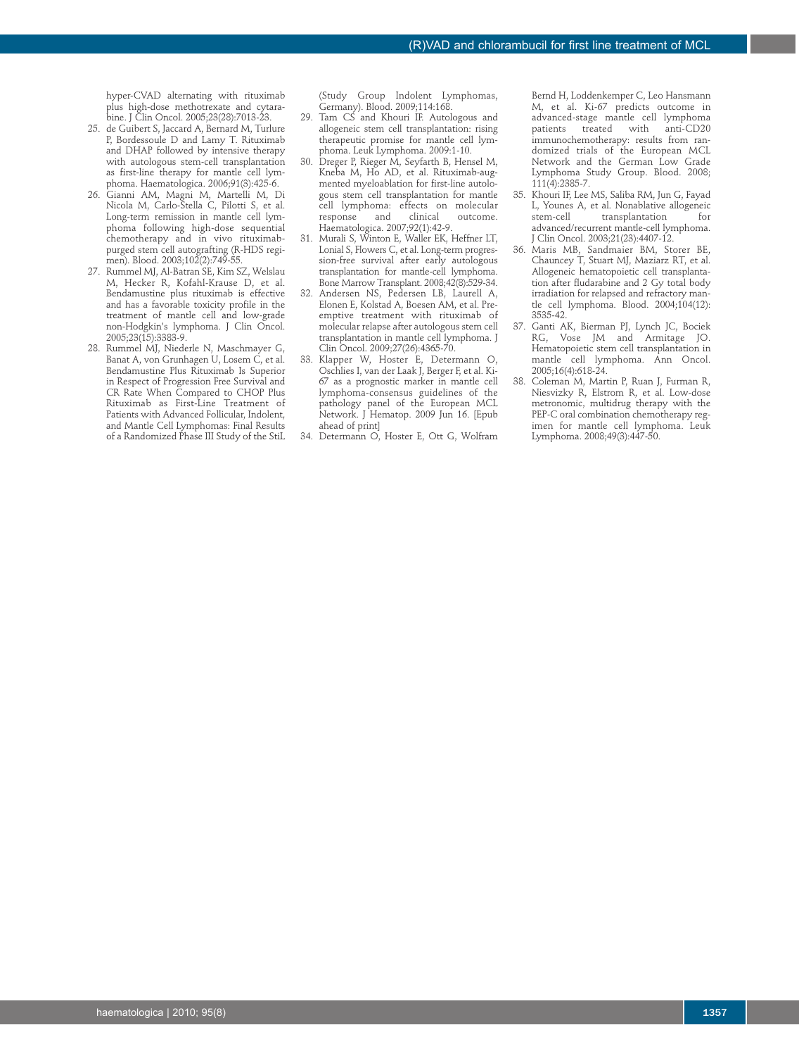hyper-CVAD alternating with rituximab plus high-dose methotrexate and cytarabine. J Clin Oncol. 2005;23(28):7013-23.

25. de Guibert S, Jaccard A, Bernard M, Turlure P, Bordessoule D and Lamy T. Rituximab and DHAP followed by intensive therapy with autologous stem-cell transplantation as first-line therapy for mantle cell lymphoma. Haematologica. 2006;91(3):425-6.
26. Gianni AM, Magni M, Martelli M, Di Nicola M, Carlo-Stella C, Pilotti S, et al. Long-term remission in mantle cell lymphoma following high-dose sequential chemotherapy and in vivo rituximab-purged stem cell autografting (R-HDS regimen). Blood. 2003;102(2):749-55.
27. Rummel MJ, Al-Batran SE, Kim SZ, Welslau M, Hecker R, Kofahl-Krause D, et al. Bendamustine plus rituximab is effective and has a favorable toxicity profile in the treatment of mantle cell and low-grade non-Hodgkin's lymphoma. J Clin Oncol. 2005;23(15):3383-9.
28. Rummel MJ, Niederle N, Maschmayer G, Banat A, von Grunhagen U, Losem C, et al. Bendamustine Plus Rituximab Is Superior in Respect of Progression Free Survival and CR Rate When Compared to CHOP Plus Rituximab as First-Line Treatment of Patients with Advanced Follicular, Indolent, and Mantle Cell Lymphomas: Final Results of a Randomized Phase III Study of the StiL (Study Group Indolent Lymphomas, Germany). Blood. 2009;114:168.
29. Tam CS and Khouri IF. Autologous and allogeneic stem cell transplantation: rising therapeutic promise for mantle cell lymphoma. Leuk Lymphoma. 2009:1-10.
30. Dreger P, Rieger M, Seyfarth B, Hensel M, Kneba M, Ho AD, et al. Rituximab-augmented myeloablation for first-line autologous stem cell transplantation for mantle cell lymphoma: effects on molecular response and clinical outcome. Haematologica. 2007;92(1):42-9.
31. Murali S, Winton E, Waller EK, Heffner LT, Lonial S, Flowers C, et al. Long-term progression-free survival after early autologous transplantation for mantle-cell lymphoma. Bone Marrow Transplant. 2008;42(8):529-34.
32. Andersen NS, Pedersen LB, Laurell A, Elonen E, Kolstad A, Boesen AM, et al. Pre-emptive treatment with rituximab of molecular relapse after autologous stem cell transplantation in mantle cell lymphoma. J Clin Oncol. 2009;27(26):4365-70.
33. Klapper W, Hoster E, Determann O, Oschlies I, van der Laak J, Berger F, et al. Ki-67 as a prognostic marker in mantle cell lymphoma-consensus guidelines of the pathology panel of the European MCL Network. J Hematop. 2009 Jun 16. [Epub ahead of print]
34. Determann O, Hoster E, Ott G, Wolfram Bernd H, Loddenkemper C, Leo Hansmann M, et al. Ki-67 predicts outcome in advanced-stage mantle cell lymphoma patients treated with anti-CD20 immunochemotherapy: results from randomized trials of the European MCL Network and the German Low Grade Lymphoma Study Group. Blood. 2008;111(4):2385-7.
35. Khouri IF, Lee MS, Saliba RM, Jun G, Fayad L, Younes A, et al. Nonablative allogeneic stem-cell transplantation for advanced/recurrent mantle-cell lymphoma. J Clin Oncol. 2003;21(23):4407-12.
36. Maris MB, Sandmaier BM, Storer BE, Chauncey T, Stuart MJ, Maziarz RT, et al. Allogeneic hematopoietic cell transplantation after fludarabine and 2 Gy total body irradiation for relapsed and refractory mantle cell lymphoma. Blood. 2004;104(12):3535-42.
37. Ganti AK, Bierman PJ, Lynch JC, Bociek RG, Vose JM and Armitage JO. Hematopoietic stem cell transplantation in mantle cell lymphoma. Ann Oncol. 2005;16(4):618-24.
38. Coleman M, Martin P, Ruan J, Furman R, Niesvizky R, Elstrom R, et al. Low-dose metronomic, multidrug therapy with the PEP-C oral combination chemotherapy regimen for mantle cell lymphoma. Leuk Lymphoma. 2008;49(3):447-50.